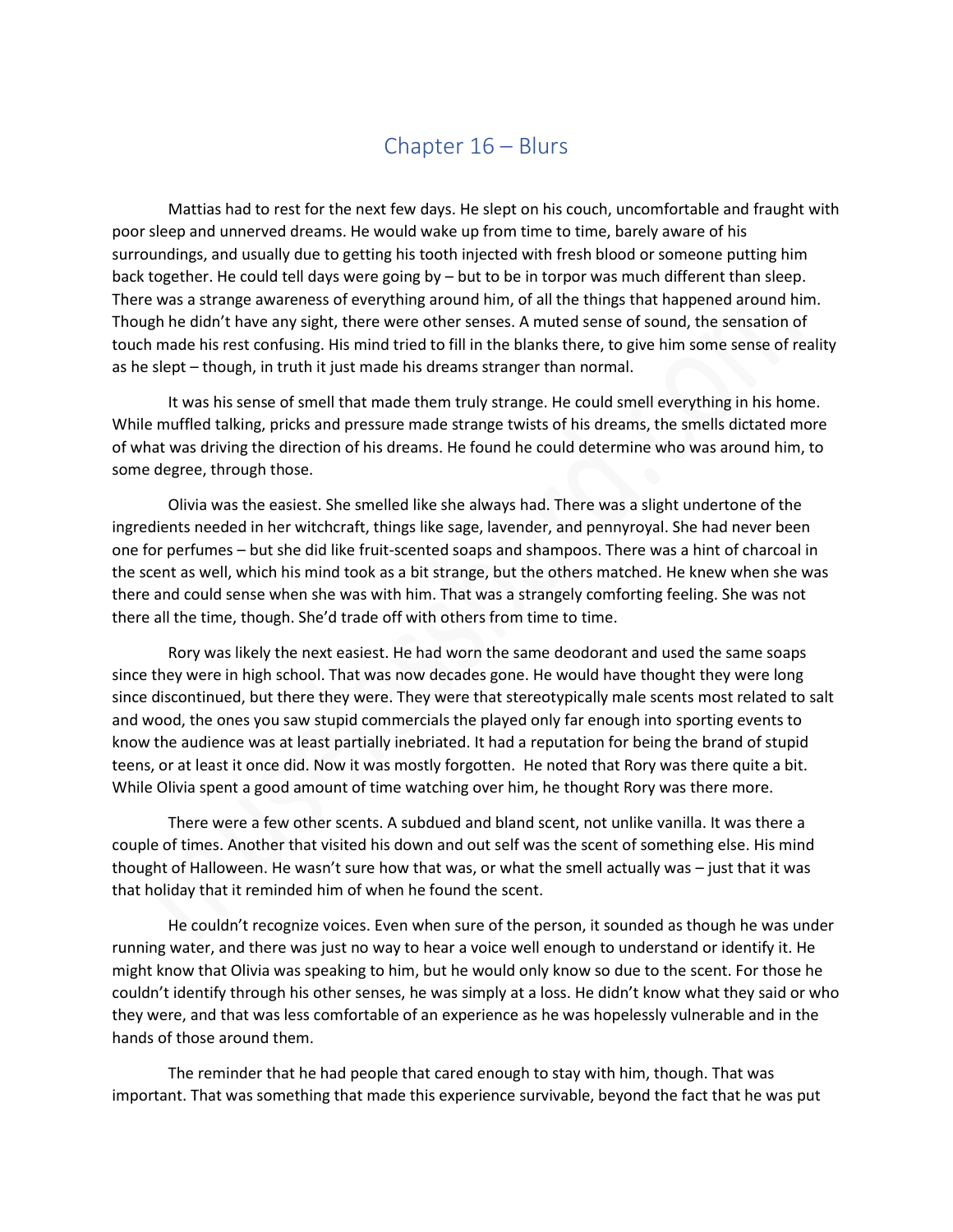# Chapter 16 – Blurs

Mattias had to rest for the next few days. He slept on his couch, uncomfortable and fraught with poor sleep and unnerved dreams. He would wake up from time to time, barely aware of his surroundings, and usually due to getting his tooth injected with fresh blood or someone putting him back together. He could tell days were going by – but to be in torpor was much different than sleep. There was a strange awareness of everything around him, of all the things that happened around him. Though he didn't have any sight, there were other senses. A muted sense of sound, the sensation of touch made his rest confusing. His mind tried to fill in the blanks there, to give him some sense of reality as he slept – though, in truth it just made his dreams stranger than normal.

It was his sense of smell that made them truly strange. He could smell everything in his home. While muffled talking, pricks and pressure made strange twists of his dreams, the smells dictated more of what was driving the direction of his dreams. He found he could determine who was around him, to some degree, through those.

Olivia was the easiest. She smelled like she always had. There was a slight undertone of the ingredients needed in her witchcraft, things like sage, lavender, and pennyroyal. She had never been one for perfumes – but she did like fruit-scented soaps and shampoos. There was a hint of charcoal in the scent as well, which his mind took as a bit strange, but the others matched. He knew when she was there and could sense when she was with him. That was a strangely comforting feeling. She was not there all the time, though. She'd trade off with others from time to time.

Rory was likely the next easiest. He had worn the same deodorant and used the same soaps since they were in high school. That was now decades gone. He would have thought they were long since discontinued, but there they were. They were that stereotypically male scents most related to salt and wood, the ones you saw stupid commercials the played only far enough into sporting events to know the audience was at least partially inebriated. It had a reputation for being the brand of stupid teens, or at least it once did. Now it was mostly forgotten. He noted that Rory was there quite a bit. While Olivia spent a good amount of time watching over him, he thought Rory was there more.

There were a few other scents. A subdued and bland scent, not unlike vanilla. It was there a couple of times. Another that visited his down and out self was the scent of something else. His mind thought of Halloween. He wasn't sure how that was, or what the smell actually was – just that it was that holiday that it reminded him of when he found the scent.

He couldn't recognize voices. Even when sure of the person, it sounded as though he was under running water, and there was just no way to hear a voice well enough to understand or identify it. He might know that Olivia was speaking to him, but he would only know so due to the scent. For those he couldn't identify through his other senses, he was simply at a loss. He didn't know what they said or who they were, and that was less comfortable of an experience as he was hopelessly vulnerable and in the hands of those around them.

The reminder that he had people that cared enough to stay with him, though. That was important. That was something that made this experience survivable, beyond the fact that he was put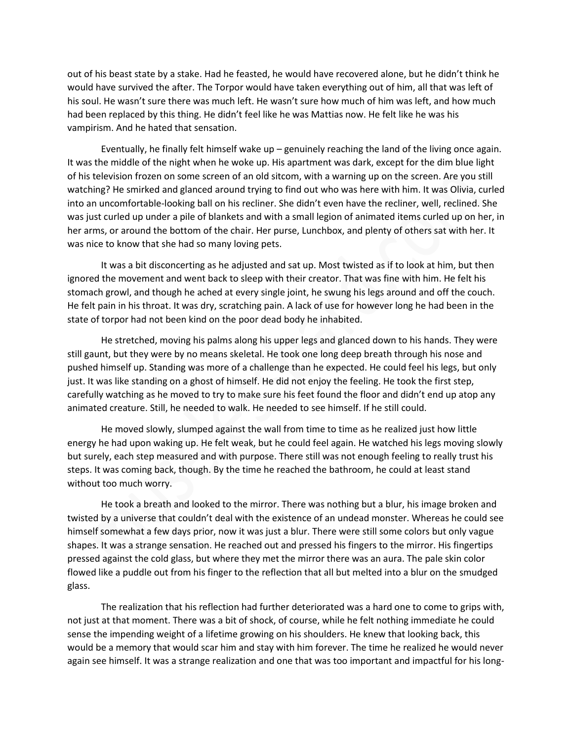out of his beast state by a stake. Had he feasted, he would have recovered alone, but he didn't think he would have survived the after. The Torpor would have taken everything out of him, all that was left of his soul. He wasn't sure there was much left. He wasn't sure how much of him was left, and how much had been replaced by this thing. He didn't feel like he was Mattias now. He felt like he was his vampirism. And he hated that sensation.

Eventually, he finally felt himself wake up – genuinely reaching the land of the living once again. It was the middle of the night when he woke up. His apartment was dark, except for the dim blue light of his television frozen on some screen of an old sitcom, with a warning up on the screen. Are you still watching? He smirked and glanced around trying to find out who was here with him. It was Olivia, curled into an uncomfortable-looking ball on his recliner. She didn't even have the recliner, well, reclined. She was just curled up under a pile of blankets and with a small legion of animated items curled up on her, in her arms, or around the bottom of the chair. Her purse, Lunchbox, and plenty of others sat with her. It was nice to know that she had so many loving pets.

It was a bit disconcerting as he adjusted and sat up. Most twisted as if to look at him, but then ignored the movement and went back to sleep with their creator. That was fine with him. He felt his stomach growl, and though he ached at every single joint, he swung his legs around and off the couch. He felt pain in his throat. It was dry, scratching pain. A lack of use for however long he had been in the state of torpor had not been kind on the poor dead body he inhabited.

He stretched, moving his palms along his upper legs and glanced down to his hands. They were still gaunt, but they were by no means skeletal. He took one long deep breath through his nose and pushed himself up. Standing was more of a challenge than he expected. He could feel his legs, but only just. It was like standing on a ghost of himself. He did not enjoy the feeling. He took the first step, carefully watching as he moved to try to make sure his feet found the floor and didn't end up atop any animated creature. Still, he needed to walk. He needed to see himself. If he still could.

He moved slowly, slumped against the wall from time to time as he realized just how little energy he had upon waking up. He felt weak, but he could feel again. He watched his legs moving slowly but surely, each step measured and with purpose. There still was not enough feeling to really trust his steps. It was coming back, though. By the time he reached the bathroom, he could at least stand without too much worry.

He took a breath and looked to the mirror. There was nothing but a blur, his image broken and twisted by a universe that couldn't deal with the existence of an undead monster. Whereas he could see himself somewhat a few days prior, now it was just a blur. There were still some colors but only vague shapes. It was a strange sensation. He reached out and pressed his fingers to the mirror. His fingertips pressed against the cold glass, but where they met the mirror there was an aura. The pale skin color flowed like a puddle out from his finger to the reflection that all but melted into a blur on the smudged glass.

The realization that his reflection had further deteriorated was a hard one to come to grips with, not just at that moment. There was a bit of shock, of course, while he felt nothing immediate he could sense the impending weight of a lifetime growing on his shoulders. He knew that looking back, this would be a memory that would scar him and stay with him forever. The time he realized he would never again see himself. It was a strange realization and one that was too important and impactful for his long-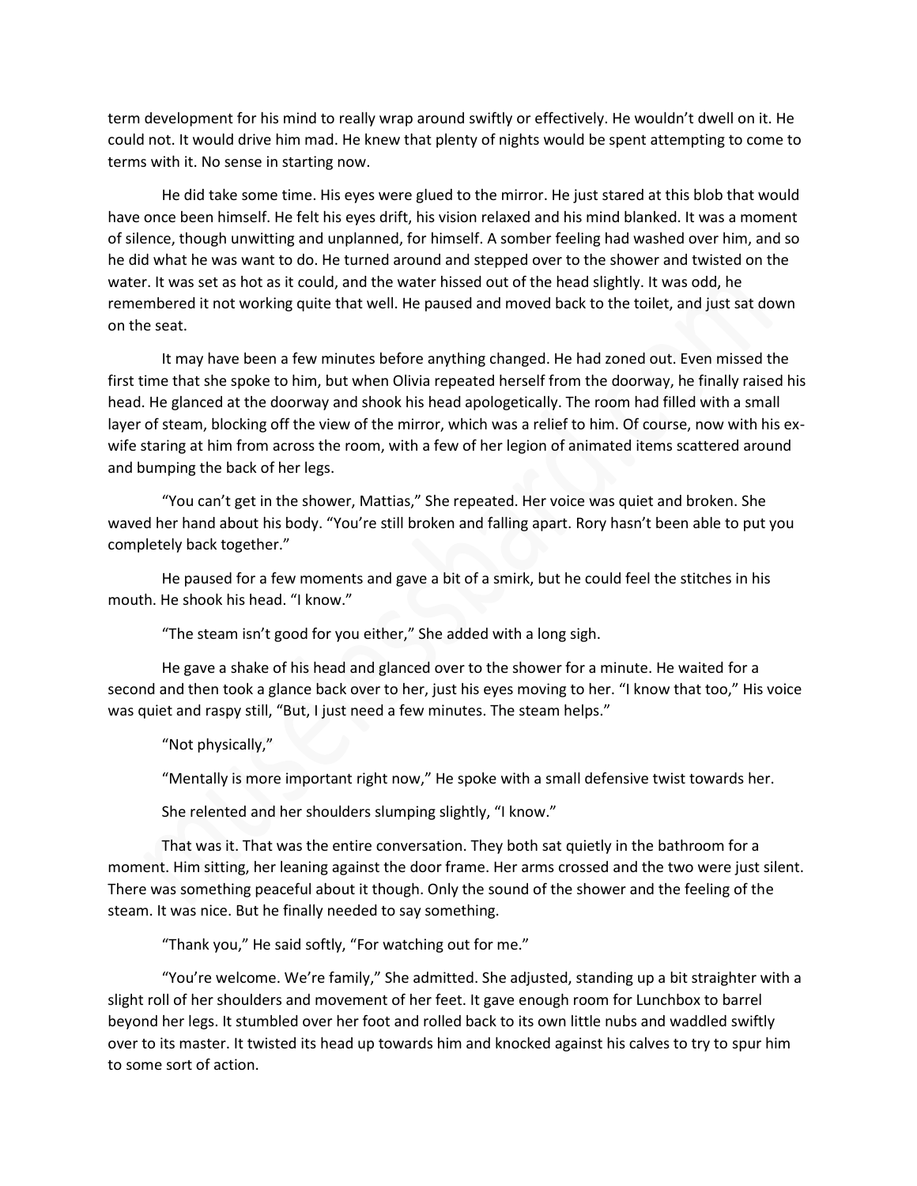term development for his mind to really wrap around swiftly or effectively. He wouldn't dwell on it. He could not. It would drive him mad. He knew that plenty of nights would be spent attempting to come to terms with it. No sense in starting now.

He did take some time. His eyes were glued to the mirror. He just stared at this blob that would have once been himself. He felt his eyes drift, his vision relaxed and his mind blanked. It was a moment of silence, though unwitting and unplanned, for himself. A somber feeling had washed over him, and so he did what he was want to do. He turned around and stepped over to the shower and twisted on the water. It was set as hot as it could, and the water hissed out of the head slightly. It was odd, he remembered it not working quite that well. He paused and moved back to the toilet, and just sat down on the seat.

It may have been a few minutes before anything changed. He had zoned out. Even missed the first time that she spoke to him, but when Olivia repeated herself from the doorway, he finally raised his head. He glanced at the doorway and shook his head apologetically. The room had filled with a small layer of steam, blocking off the view of the mirror, which was a relief to him. Of course, now with his ex-wife staring at him from across the room, with a few of her legion of animated items scattered around and bumping the back of her legs.

"You can't get in the shower, Mattias," She repeated. Her voice was quiet and broken. She waved her hand about his body. "You're still broken and falling apart. Rory hasn't been able to put you completely back together."

He paused for a few moments and gave a bit of a smirk, but he could feel the stitches in his mouth. He shook his head. "I know."

"The steam isn't good for you either," She added with a long sigh.

He gave a shake of his head and glanced over to the shower for a minute. He waited for a second and then took a glance back over to her, just his eyes moving to her. "I know that too," His voice was quiet and raspy still, "But, I just need a few minutes. The steam helps."

"Not physically,"

"Mentally is more important right now," He spoke with a small defensive twist towards her.

She relented and her shoulders slumping slightly, "I know."

That was it. That was the entire conversation. They both sat quietly in the bathroom for a moment. Him sitting, her leaning against the door frame. Her arms crossed and the two were just silent. There was something peaceful about it though. Only the sound of the shower and the feeling of the steam. It was nice. But he finally needed to say something.

"Thank you," He said softly, "For watching out for me."

"You're welcome. We're family," She admitted. She adjusted, standing up a bit straighter with a slight roll of her shoulders and movement of her feet. It gave enough room for Lunchbox to barrel beyond her legs. It stumbled over her foot and rolled back to its own little nubs and waddled swiftly over to its master. It twisted its head up towards him and knocked against his calves to try to spur him to some sort of action.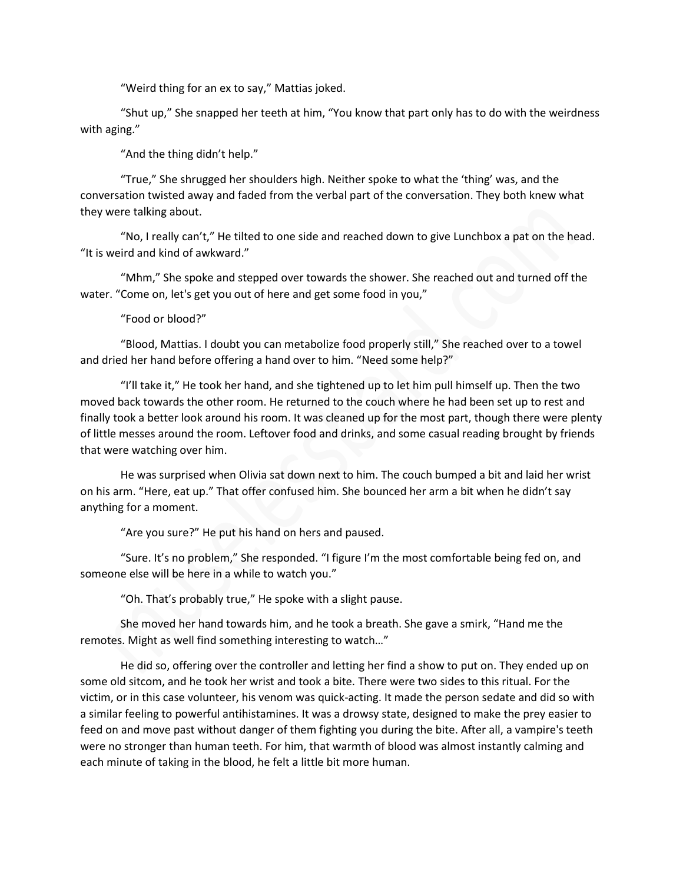"Weird thing for an ex to say," Mattias joked.

"Shut up," She snapped her teeth at him, "You know that part only has to do with the weirdness with aging."

"And the thing didn't help."

"True," She shrugged her shoulders high. Neither spoke to what the 'thing' was, and the conversation twisted away and faded from the verbal part of the conversation. They both knew what they were talking about.

"No, I really can't," He tilted to one side and reached down to give Lunchbox a pat on the head. "It is weird and kind of awkward."

"Mhm," She spoke and stepped over towards the shower. She reached out and turned off the water. "Come on, let's get you out of here and get some food in you,"

"Food or blood?"

"Blood, Mattias. I doubt you can metabolize food properly still," She reached over to a towel and dried her hand before offering a hand over to him. "Need some help?"

"I'll take it," He took her hand, and she tightened up to let him pull himself up. Then the two moved back towards the other room. He returned to the couch where he had been set up to rest and finally took a better look around his room. It was cleaned up for the most part, though there were plenty of little messes around the room. Leftover food and drinks, and some casual reading brought by friends that were watching over him.

He was surprised when Olivia sat down next to him. The couch bumped a bit and laid her wrist on his arm. "Here, eat up." That offer confused him. She bounced her arm a bit when he didn't say anything for a moment.

"Are you sure?" He put his hand on hers and paused.

"Sure. It's no problem," She responded. "I figure I'm the most comfortable being fed on, and someone else will be here in a while to watch you."

"Oh. That's probably true," He spoke with a slight pause.

She moved her hand towards him, and he took a breath. She gave a smirk, "Hand me the remotes. Might as well find something interesting to watch…"

He did so, offering over the controller and letting her find a show to put on. They ended up on some old sitcom, and he took her wrist and took a bite. There were two sides to this ritual. For the victim, or in this case volunteer, his venom was quick-acting. It made the person sedate and did so with a similar feeling to powerful antihistamines. It was a drowsy state, designed to make the prey easier to feed on and move past without danger of them fighting you during the bite. After all, a vampire's teeth were no stronger than human teeth. For him, that warmth of blood was almost instantly calming and each minute of taking in the blood, he felt a little bit more human.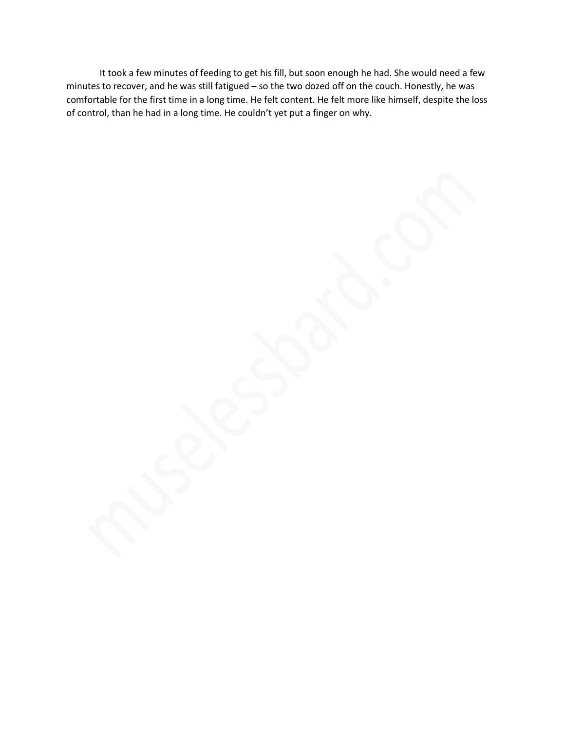It took a few minutes of feeding to get his fill, but soon enough he had. She would need a few minutes to recover, and he was still fatigued – so the two dozed off on the couch. Honestly, he was comfortable for the first time in a long time. He felt content. He felt more like himself, despite the loss of control, than he had in a long time. He couldn't yet put a finger on why.